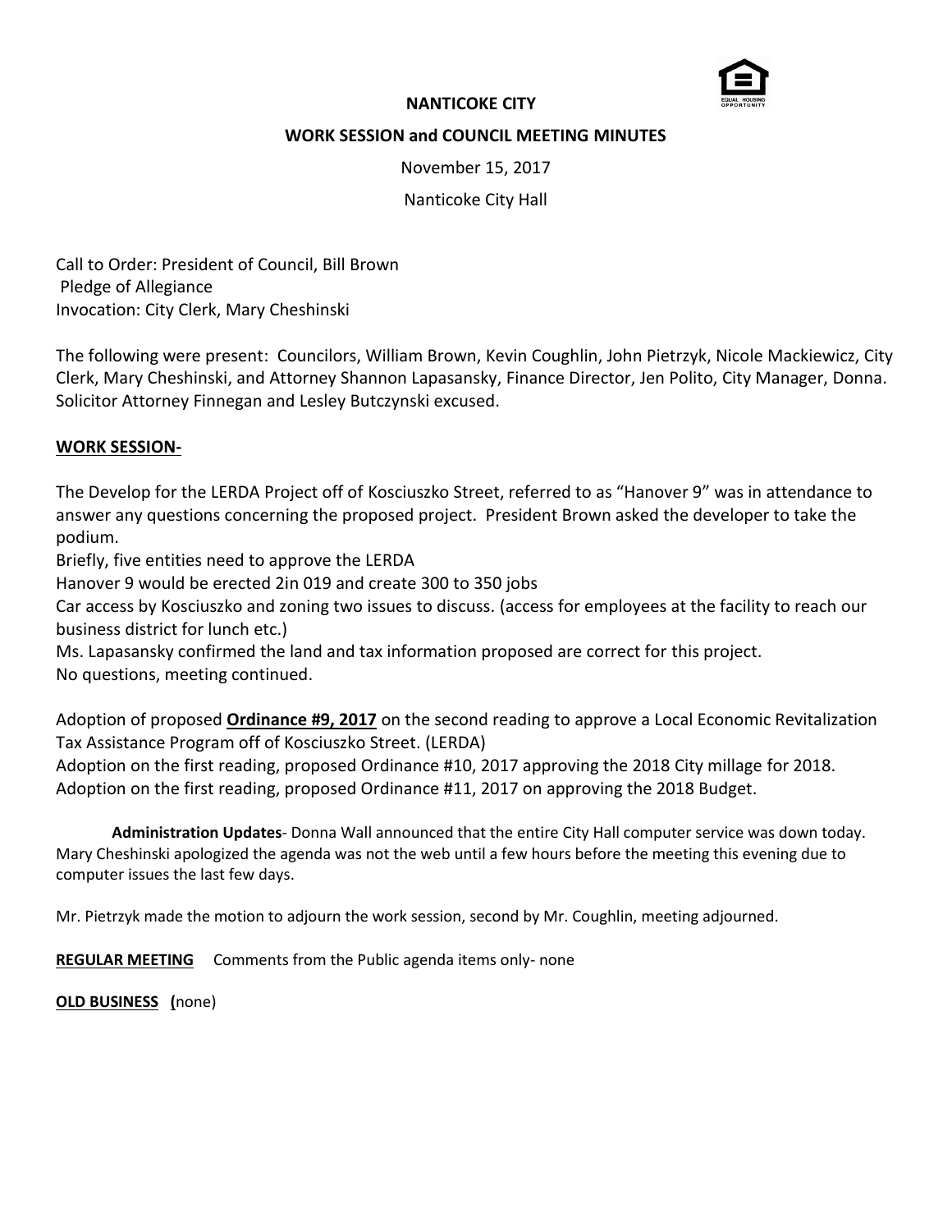**NANTICOKE CITY**

**WORK SESSION and COUNCIL MEETING MINUTES**

November 15, 2017

Nanticoke City Hall

Call to Order: President of Council, Bill Brown
Pledge of Allegiance
Invocation: City Clerk, Mary Cheshinski

The following were present: Councilors, William Brown, Kevin Coughlin, John Pietrzyk, Nicole Mackiewicz, City Clerk, Mary Cheshinski, and Attorney Shannon Lapasansky, Finance Director, Jen Polito, City Manager, Donna. Solicitor Attorney Finnegan and Lesley Butczynski excused.

**WORK SESSION-**

The Develop for the LERDA Project off of Kosciuszko Street, referred to as "Hanover 9" was in attendance to answer any questions concerning the proposed project. President Brown asked the developer to take the podium.
Briefly, five entities need to approve the LERDA
Hanover 9 would be erected 2in 019 and create 300 to 350 jobs
Car access by Kosciuszko and zoning two issues to discuss. (access for employees at the facility to reach our business district for lunch etc.)
Ms. Lapasansky confirmed the land and tax information proposed are correct for this project.
No questions, meeting continued.

Adoption of proposed **Ordinance #9, 2017** on the second reading to approve a Local Economic Revitalization Tax Assistance Program off of Kosciuszko Street. (LERDA)
Adoption on the first reading, proposed Ordinance #10, 2017 approving the 2018 City millage for 2018.
Adoption on the first reading, proposed Ordinance #11, 2017 on approving the 2018 Budget.

**Administration Updates**- Donna Wall announced that the entire City Hall computer service was down today. Mary Cheshinski apologized the agenda was not the web until a few hours before the meeting this evening due to computer issues the last few days.

Mr. Pietrzyk made the motion to adjourn the work session, second by Mr. Coughlin, meeting adjourned.

**REGULAR MEETING** Comments from the Public agenda items only- none

**OLD BUSINESS (**none)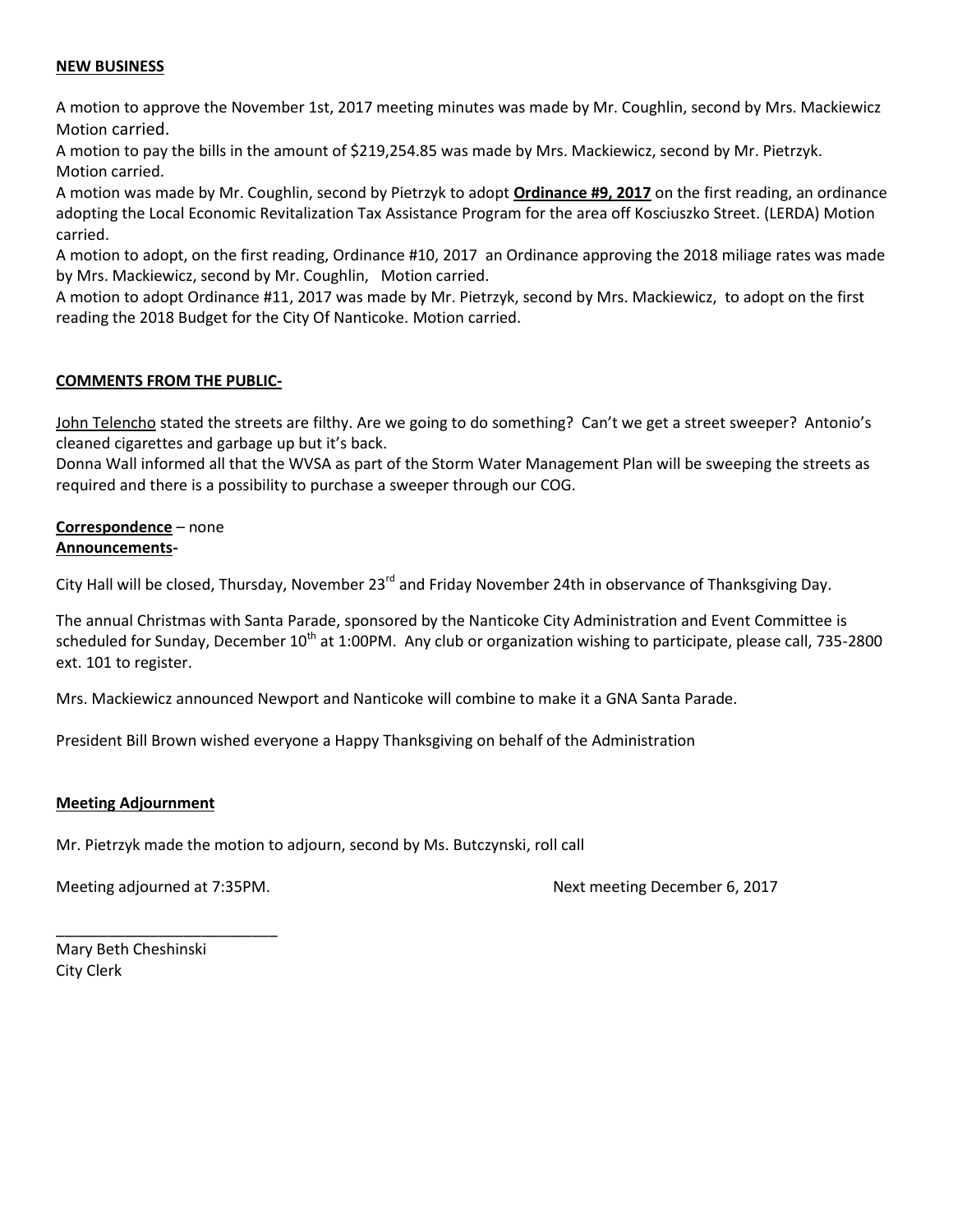**NEW BUSINESS**

A motion to approve the November 1st, 2017 meeting minutes was made by Mr. Coughlin, second by Mrs. Mackiewicz Motion carried.

A motion to pay the bills in the amount of $219,254.85 was made by Mrs. Mackiewicz, second by Mr. Pietrzyk. Motion carried.

A motion was made by Mr. Coughlin, second by Pietrzyk to adopt **Ordinance #9, 2017** on the first reading, an ordinance adopting the Local Economic Revitalization Tax Assistance Program for the area off Kosciuszko Street. (LERDA) Motion carried.

A motion to adopt, on the first reading, Ordinance #10, 2017 an Ordinance approving the 2018 miliage rates was made by Mrs. Mackiewicz, second by Mr. Coughlin, Motion carried.

A motion to adopt Ordinance #11, 2017 was made by Mr. Pietrzyk, second by Mrs. Mackiewicz, to adopt on the first reading the 2018 Budget for the City Of Nanticoke. Motion carried.

**COMMENTS FROM THE PUBLIC-**

John Telencho stated the streets are filthy. Are we going to do something? Can't we get a street sweeper? Antonio's cleaned cigarettes and garbage up but it's back.

Donna Wall informed all that the WVSA as part of the Storm Water Management Plan will be sweeping the streets as required and there is a possibility to purchase a sweeper through our COG.

**Correspondence** – none

**Announcements-**

City Hall will be closed, Thursday, November 23rd and Friday November 24th in observance of Thanksgiving Day.

The annual Christmas with Santa Parade, sponsored by the Nanticoke City Administration and Event Committee is scheduled for Sunday, December 10th at 1:00PM. Any club or organization wishing to participate, please call, 735-2800 ext. 101 to register.

Mrs. Mackiewicz announced Newport and Nanticoke will combine to make it a GNA Santa Parade.

President Bill Brown wished everyone a Happy Thanksgiving on behalf of the Administration

**Meeting Adjournment**

Mr. Pietrzyk made the motion to adjourn, second by Ms. Butczynski, roll call

Meeting adjourned at 7:35PM. Next meeting December 6, 2017

___________________________

Mary Beth Cheshinski
City Clerk